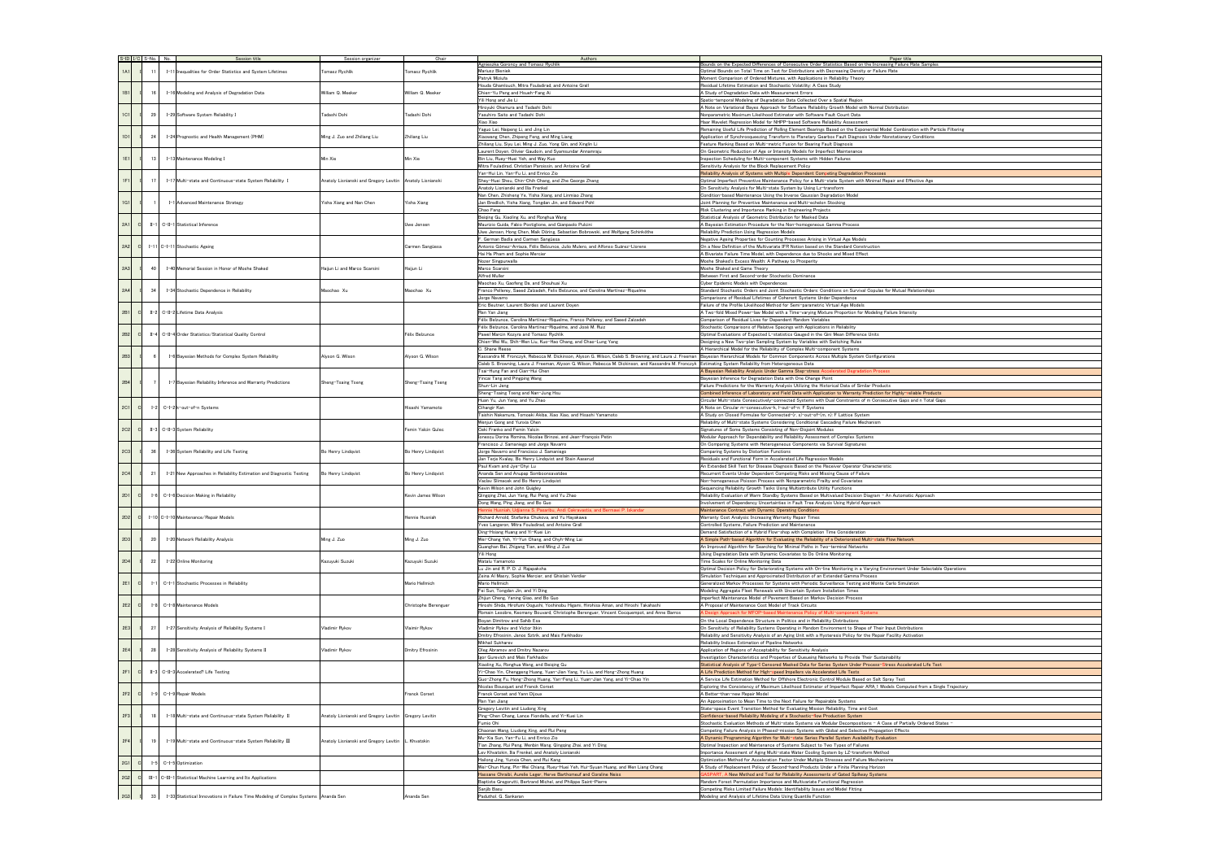| S-ID | I/C | S-No. | No. | Session title | Session organizer | Chair | Authors | Paper title |
|---|---|---|---|---|---|---|---|---|
| 1A1 | I | 11 | I-11 | Inequalities for Order Statistics and System Lifetimes | Tomasz Rychlik | Tomasz Rychlik | Agnieszka Goroncy and Tomasz Rychlik | Bounds on the Expected Differences of Consecutive Order Statistics Based on the Increasing Failure Rate Samples |
| | | | | | | | Mariusz Bieniek | Optimal Bounds on Total Time on Test for Distributions with Decreasing Density or Failure Rate |
| | | | | | | | Patryk Miziuła | Moment Comparison of Ordered Mixtures with Applications in Reliability Theory |
| 1B1 | I | 16 | I-16 | Modeling and Analysis of Degradation Data | William Q. Meeker | William Q. Meeker | Houda Ghamlouch, Mitra Fouladirad, and Antoine Grall | Residual Lifetime Estimation and Stochastic Volatility: A Case Study |
| | | | | | | | Chien-Yu Peng and Hsueh-Fang Ai | A Study of Degradation Data with Measurement Errors |
| | | | | | | | Yili Hong and Jie Li | Spatio-temporal Modeling of Degradation Data Collected Over a Spatial Region |
| 1C1 | I | 29 | I-29 | Software System Reliability I | Tadashi Dohi | Tadashi Dohi | Hiroyuki Okamura and Tadashi Dohi | A Note on Variational Bayes Approach for Software Reliability Growth Model with Normal Distribution |
| | | | | | | | Yasuhiro Saito and Tadashi Dohi | Nonparametric Maximum Likelihood Estimation with Software Fault Count Data |
| | | | | | | | Xiao Xiao | Haar Wavelet Regression Model for NHPP-based Software Reliability Assessment |
| 1D1 | I | 24 | I-24 | Prognostic and Health Management (PHM) | Ming J. Zuo and Zhiliang Liu | Zhiliang Liu | Yaguo Lei, Naipeng Li, and Jing Lin | Remaining Useful Life Prediction of Rolling Element Bearings Based on the Exponential Model Combination with Particle Filtering |
| | | | | | | | Xiaowang Chen, Zhipeng Feng, and Ming Liang | Application of Synchrosqueezing Transform to Planetary Gearbox Fault Diagnosis Under Nonstationary Conditions |
| | | | | | | | Zhiliang Liu, Siyu Lai, Ming J. Zuo, Yong Qin, and Xinglin Li | Feature Ranking Based on Multi-metric Fusion for Bearing Fault Diagnosis |
| 1E1 | I | 13 | I-13 | Maintenance Modeling I | Min Xie | Min Xie | Laurent Doyen, Olivier Gaudoin, and Syamsundar Annamraju | On Geometric Reduction of Age or Intensity Models for Imperfect Maintenance |
| | | | | | | | Bin Liu, Ruey-Huei Yeh, and Way Kuo | Inspection Scheduling for Multi-component Systems with Hidden Failures |
| | | | | | | | Mitra Fouladirad, Christian Paroissin, and Antoine Grall | Sensitivity Analysis for the Block Replacement Policy |
| 1F1 | I | 17 | I-17 | Multi-state and Continuous-state System Reliability I | Anatoly Lisnianski and Gregory Levitin | Anatoly Lisnianski | Yan-Hui Lin, Yan-Fu Li, and Enrico Zio | Reliability Analysis of Systems with Multiple Dependent Competing Degradation Processes |
| | | | | | | | Shey-Huei Sheu, Chin-Chih Chang, and Zhe George Zhang | Optimal Imperfect Preventive Maintenance Policy for a Multi-state System with Minimal Repair and Effective Age |
| | | | | | | | Anatoly Lisnianski and Ilia Frenkel | On Sensitivity Analysis for Multi-state System by Using Lz-transform |
| 1G1 | I | 1 | I-1 | Advanced Maintenance Strategy | Yisha Xiang and Nan Chen | Yisha Xiang | Nan Chen, Zhisheng Ye, Yisha Xiang, and Linmiao Zhang | Condition-based Maintenance Using the Inverse Gaussian Degradation Model |
| | | | | | | | Jan Brodlich, Yisha Xiang, Tongdan Jin, and Edward Pohl | Joint Planning for Preventive Maintenance and Multi-echelon Stocking |
| | | | | | | | Chao Fang | Risk Clustering and Importance Ranking in Engineering Projects |
| 2A1 | C | 8-1 | C-8-1 | Statistical Inference | | Uwe Jensen | Beiqing Gu, Xiaoling Xu, and Ronghua Wang | Statistical Analysis of Geometric Distribution for Masked Data |
| | | | | | | | Maurizio Guida, Fabio Postiglione, and Gianpaolo Pulcini | A Bayesian Estimation Procedure for the Non-homogeneous Gamma Process |
| | | | | | | | Uwe Jensen, Hong Chen, Maik Döring, Sebastian Bobrowski, and Wolfgang Schinköthe | Reliability Prediction Using Regression Models |
| 2A2 | C | 11-1 | C-11-1 | Stochastic Ageing | | Carmen Sangüesa | F. German Badía and Carmen Sangüesa | Negative Ageing Properties for Counting Processes Arising in Virtual Age Models |
| | | | | | | | Antonio Gómez-Arriaza, Félix Belzunce, Julio Mulero, and Alfonso Suárez-Llorens | On a New Definition of the Multivariate IFR Notion based on the Standard Construction |
| | | | | | | | Hai Ha Pham and Sophie Mercier | A Bivariate Failure Time Model, with Dependence due to Shocks and Mixed Effect |
| 2A3 | I | 40 | I-40 | Memorial Session in Honor of Moshe Shaked | Haijun Li and Marco Scarsini | Haijun Li | Nozer Singpurwalla | Moshe Shaked's Excess Wealth: A Pathway to Prosperity |
| | | | | | | | Marco Scarsini | Moshe Shaked and Game Theory |
| | | | | | | | Alfred Muller | Between First and Second-order Stochastic Dominance |
| 2A4 | I | 34 | I-34 | Stochastic Dependence in Reliability | Maochao Xu | Maochao Xu | Maochao Xu, Gaofeng Da, and Shouhuai Xu | Cyber Epidemic Models with Dependences |
| | | | | | | | Franco Pellerey, Saeed Zalzadeh, Felix Belzunce, and Carolina Martínez-Riquelme | Standard Stochastic Orders and Joint Stochastic Orders: Conditions on Survival Copulas for Mutual Relationships |
| | | | | | | | Jorge Navarro | Comparisons of Residual Lifetimes of Coherent Systems Under Dependence |
| 2B1 | C | 8-2 | C-8-2 | Lifetime Data Analysis | | | Eric Beutner, Laurent Bordes and Laurent Doyen | Failure of the Profile Likelihood Method for Semi-parametric Virtual Age Models |
| | | | | | | | Ren Yan Jiang | A Two-fold Mixed Power-law Model with a Time-varying Mixture Proportion for Modeling Failure Intensity |
| | | | | | | | Félix Belzunce, Carolina Martínez-Riquelme, Franco Pellerey, and Saeed Zalzadeh | Comparison of Residual Lives for Dependent Random Variables |
| 2B2 | C | 8-4 | C-8-4 | Order Statistics/Statistical Quality Control | | Félix Belzunce | Félix Belzunce, Carolina Martínez-Riquelme, and José M. Ruiz | Stochastic Comparisons of Relative Spacings with Applications in Reliability |
| | | | | | | | Pawel Marcin Kozyra and Tomasz Rychlik | Optimal Evaluations of Expected L-statistics Gauged in the Gini Mean Difference Units |
| | | | | | | | Chien-Wei Wu, Shih-Wen Liu, Kuo-Hao Chang, and Chao-Lung Yang | Designing a New Two-plan Sampling System by Variables with Switching Rules |
| 2B3 | I | 6 | I-6 | Bayesian Methods for Complex System Reliability | Alyson G. Wilson | Alyson G. Wilson | C. Shane Reese | A Hierarchical Model for the Reliability of Complex Multi-component Systems |
| | | | | | | | Kassandra M. Fronczyk, Rebecca M. Dickinson, Alyson G. Wilson, Caleb S. Browning, and Laura J. Freeman | Bayesian Hierarchical Models for Common Components Across Multiple System Configurations |
| | | | | | | | Caleb S. Browning, Laura J. Freeman, Alyson G. Wilson, Rebecca M. Dickinson, and Kassandra M. Fronczyk | Estimating System Reliability from Heterogeneous Data |
| 2B4 | I | 7 | I-7 | Bayesian Reliability Inference and Warranty Predictions | Sheng-Tsaing Tseng | Sheng-Tsaing Tseng | Tsai-Hung Fan and Cian-Hui Chen | A Bayesian Reliability Analysis Under Gamma Step-stress Accelerated Degradation Process |
| | | | | | | | Yincai Tang and Pingping Wang | Bayesian Inference for Degradation Data with One Change Point |
| | | | | | | | Shun-Lin Jeng | Failure Predictions for the Warranty Analysis Utilizing the Historical Data of Similar Products |
| | | | | | | | Sheng-Tsaing Tseng and Nan-Jung Hsu | Combined Inference of Laboratory and Field Data with Application to Warranty Prediction for Highly-reliable Products |
| 2C1 | C | 1-2 | C-1-2 | k-out-of-n Systems | | Hisashi Yamamoto | Huan Yu, Jun Yang, and Yu Zhao | Circular Multi-state Consecutively-connected Systems with Dual Constraints of m Consecutive Gaps and n Total Gaps |
| | | | | | | | Cihangir Kan | A Note on Circular m-consecutive-k, l-out-of-n: F Systems |
| | | | | | | | Taishin Nakamura, Tomoaki Akiba, Xiao Xiao, and Hisashi Yamamoto | A Study on Closed Formulas for Connected-(r, s)-out-of-(m, n): F Lattice System |
| 2C2 | C | 8-3 | C-8-3 | System Reliability | | Femin Yalcin Gulec | Wenjun Gong and Yunxia Chen | Reliability of Multi-state Systems Considering Conditional Cascading Failure Mechanism |
| | | | | | | | Ceki Franko and Femin Yalcin | Signatures of Some Systems Consisting of Non-Disjoint Modules |
| | | | | | | | Ionescu Dorina Romina, Nicolae Brinzei, and Jean-François Pétin | Modular Approach for Dependability and Reliability Assessment of Complex Systems |
| 2C3 | I | 36 | I-36 | System Reliability and Life Testing | Bo Henry Lindqvist | Bo Henry Lindqvist | Francisco J. Samaniego and Jorge Navarro | On Comparing Systems with Heterogeneous Components via Survival Signatures |
| | | | | | | | Jorge Navarro and Francisco J. Samaniego | Comparing Systems by Distortion Functions |
| | | | | | | | Jan Terje Kvaløy, Bo Henry Lindqvist, and Stein Aaserud | Residuals and Functional Form in Accelerated Life Regression Models |
| 2C4 | I | 21 | I-21 | New Approaches in Reliability Estimation and Diagnostic Testing | Bo Henry Lindqvist | Bo Henry Lindqvist | Paul Kvam and Jye-Chyi Lu | An Extended Skill Test for Disease Diagnosis Based on the Receiver Operator Characteristic |
| | | | | | | | Ananda Sen and Anupap Somboonsavatdee | Recurrent Events Under Dependent Competing Risks and Missing Cause of Failure |
| | | | | | | | Vaclav Slimacek and Bo Henry Lindqvist | Non-homogeneous Poisson Process with Nonparametric Frailty and Covariates |
| 2D1 | C | 1-6 | C-1-6 | Decision Making in Reliability | | Kevin James Wilson | Kevin Wilson and John Quigley | Sequencing Reliability Growth Tasks Using Multiattribute Utility Functions |
| | | | | | | | Qingqing Zhai, Jun Yang, Rui Peng, and Yu Zhao | Reliability Evaluation of Warm Standby Systems Based on Multivalued Decision Diagram – An Automatic Approach |
| | | | | | | | Dong Wang, Ping Jiang, and Bo Guo | Involvement of Dependency Uncertainties in Fault Tree Analysis Using Hybrid Approach |
| 2D2 | C | 1-10 | C-1-10 | Maintenance/Repair Models | | Hennie Husniah | Hennie Husniah, Udjianna S. Pasaribu, Andi Cakravastia, and Bermawi P. Iskandar | Maintenance Contract with Dynamic Operating Conditions |
| | | | | | | | Richard Arnold, Stefanka Chukova, and Yu Hayakawa | Warranty Cost Analysis: Increasing Warranty Repair Times |
| | | | | | | | Yves Langeron, Mitra Fouladirad, and Antoine Grall | Controlled Systems, Failure Prediction and Maintenance |
| 2D3 | I | 20 | I-20 | Network Reliability Analysis | Ming J. Zuo | Ming J. Zuo | Ding-Hsiang Huang and Yi-Kuei Lin | Demand Satisfaction of a Hybrid Flow-shop with Completion Time Consideration |
| | | | | | | | Wei-Chang Yeh, Yi-Yun Chang, and Chyh-Ming Lai | A Simple Path-based Algorithm for Evaluating the Reliability of a Deteriorated Multi-state Flow Network |
| | | | | | | | Guanghan Bai, Zhigang Tian, and Ming J. Zuo | An Improved Algorithm for Searching for Minimal Paths in Two-terminal Networks |
| 2D4 | I | 22 | I-22 | Online Monitoring | Kazuyuki Suzuki | Kazuyuki Suzuki | Yili Hong | Using Degradation Data with Dynamic Covariates to Do Online Monitoring |
| | | | | | | | Wataru Yamamoto | Time Scales for Online Monitoring Data |
| | | | | | | | Lu Jin and R. P. D. J. Rajapaksha | Optimal Decision Policy for Deteriorating Systems with On-line Monitoring in a Varying Environment Under Selectable Operations |
| 2E1 | C | 1-1 | C-1-1 | Stochastic Processes in Reliability | | Mario Hellmich | Zeina Al Masry, Sophie Mercier, and Ghislain Verdier | Simulation Techniques and Approximated Distribution of an Extended Gamma Process |
| | | | | | | | Mario Hellmich | Generalized Markov Processes for Systems with Periodic Surveillance Testing and Monte Carlo Simulation |
| | | | | | | | Fei Sun, Tongdan Jin, and Yi Ding | Modeling Aggregate Fleet Renewals with Uncertain System Installation Times |
| 2E2 | C | 1-8 | C-1-8 | Maintenance Models | | Christophe Berenguer | Zhijun Cheng, Yaning Qiao, and Bo Guo | Imperfect Maintenance Model of Pavement Based on Markov Decision Process |
| | | | | | | | Hiroshi Shida, Hirofumi Ooguchi, Yoshinobu Higami, Hirohisa Aman, and Hiroshi Takahashi | A Proposal of Maintenance Cost Model of Track Circuits |
| | | | | | | | Romain Lesobre, Keomany Bouvard, Christophe Berenguer, Vincent Cocquempot, and Anne Barros | A Design Approach for MFOP-based Maintenance Policy of Multi-component Systems |
| 2E3 | I | 27 | I-27 | Sensitivity Analysis of Reliability Systems I | Vladimir Rykov | Vlaimir Rykov | Boyan Dimitrov and Sahib Esa | On the Local Dependence Structure in Politics and in Reliability Distributions |
| | | | | | | | Vladimir Rykov and Victor Itkin | On Sensitivity of Reliability Systems Operating in Random Environment to Shape of Their Input Distributions |
| | | | | | | | Dmitry Efrosinin, Janos Sztrik, and Maiis Farkhadov | Reliability and Sensitivity Analysis of an Aging Unit with a Hysteresis Policy for the Repair Facility Activation |
| 2E4 | I | 28 | I-28 | Sensitivity Analysis of Reliability Systems II | Vladimir Rykov | Dmitry Efrosinin | Mikhail Sukharev | Reliability Indices Estimation of Pipeline Networks |
| | | | | | | | Oleg Abramov and Dmitry Nazarov | Application of Regions of Acceptability for Sensitivity Analysis |
| | | | | | | | Igor Gurevich and Maiis Farkhadov | Investigation Characteristics and Properties of Queueing Networks to Provide Their Sustainability |
| 2F1 | C | 8-3 | C-8-3 | Accelerated Life Testing | | | Xiaoling Xu, Ronghua Wang, and Beiqing Gu | Statistical Analysis of Type-I Censored Masked Data for Series System Under Process-Stress Accelerated Life Test |
| | | | | | | | Yi-Chao Yin, Chengpeng Huang, Yuan-Jian Yang, Yu Liu, and Hong-Zhong Huang | A Life Prediction Method for High-speed Impellers via Accelerated Life Tests |
| | | | | | | | Guo-Zhong Fu, Hong-Zhong Huang, Yan-Feng Li, Yuan-Jian Yang, and Yi-Chao Yin | A Service Life Estimation Method for Offshore Electronic Control Module Based on Salt Spray Test |
| 2F2 | C | 1-9 | C-1-9 | Repair Models | | Franck Corset | Nicolas Bousquet and Franck Corset | Exploring the Consistency of Maximum Likelihood Estimator of Imperfect Repair ARA_1 Models Computed from a Single Trajectory |
| | | | | | | | Franck Corset and Yann Dijoux | A Better-than-new Repair Model |
| | | | | | | | Ren Yan Jiang | An Approximation to Mean Time to the Next Failure for Repairable Systems |
| 2F3 | I | 18 | I-18 | Multi-state and Continuous-state System Reliability II | Anatoly Lisnianski and Gregory Levitin | Gregory Levitin | Gregory Levitin and Liudong Xing | State-space Event Transition Method for Evaluating Mission Reliability, Time and Cost |
| | | | | | | | Ping-Chen Chang, Lance Fiondella, and Yi-Kuei Lin | Confidence-based Reliability Modeling of a Stochastic-flow Production System |
| | | | | | | | Fumio Ohi | Stochastic Evaluation Methods of Multi-state Systems via Modular Decompositions – A Case of Partially Ordered States – |
| 2F4 | I | 19 | I-19 | Multi-state and Continuous-state System Reliability III | Anatoly Lisnianski and Gregory Levitin | L. Khvatskin | Chaonan Wang, Liudong Xing, and Rui Peng | Competing Failure Analysis in Phased-mission Systems with Global and Selective Propagation Effects |
| | | | | | | | Mu-Xia Sun, Yan-Fu Li, and Enrico Zio | A Dynamic Programming Algorithm for Multi-state Series Parallel System Availability Evaluation |
| | | | | | | | Tian Zhang, Rui Peng, Wenbin Wang, Qingqing Zhai, and Yi Ding | Optimal Inspection and Maintenance of Systems Subject to Two Types of Failures |
| | | | | | | | Lev Khvatskin, Ilia Frenkel, and Anatoly Lisnianski | Importance Assessment of Aging Multi-state Water Cooling System by LZ-transform Method |
| 2G1 | C | 1-5 | C-1-5 | Optimization | | | Hailong Jing, Yunxia Chen, and Rui Kang | Optimization Method for Acceleration Factor Under Multiple Stresses and Failure Mechanisms |
| | | | | | | | Wei-Chun Hung, Pin-Wei Chiang, Ruey-Huei Yeh, Hui-Syuan Huang, and Wen Liang Chang | A Study of Replacement Policy of Second-hand Products Under a Finite Planning Horizon |
| 2G2 | C | 10-1 | C-10-1 | Statistical Machine Learning and Its Applications | | | Hassane Chraibi, Aurelie Leger, Herve Barthomeuf and Coraline Neiss | GASPART: A New Method and Tool for Reliability Assessments of Gated Spillway Systems |
| | | | | | | | Baptiste Gregorutti, Bertrand Michel, and Philippe Saint-Pierre | Random Forest Permutation Importance and Multivariate Functional Regression |
| 2G3 | I | 33 | I-33 | Statistical Innovations in Failure Time Modeling of Complex Systems | Ananda Sen | Ananda Sen | Sanjib Basu | Competing Risks Limited Failure Models: Identifiability Issues and Model Fitting |
| | | | | | | | Paduthol G. Sankaran | Modeling and Analysis of Lifetime Data Using Quantile Function |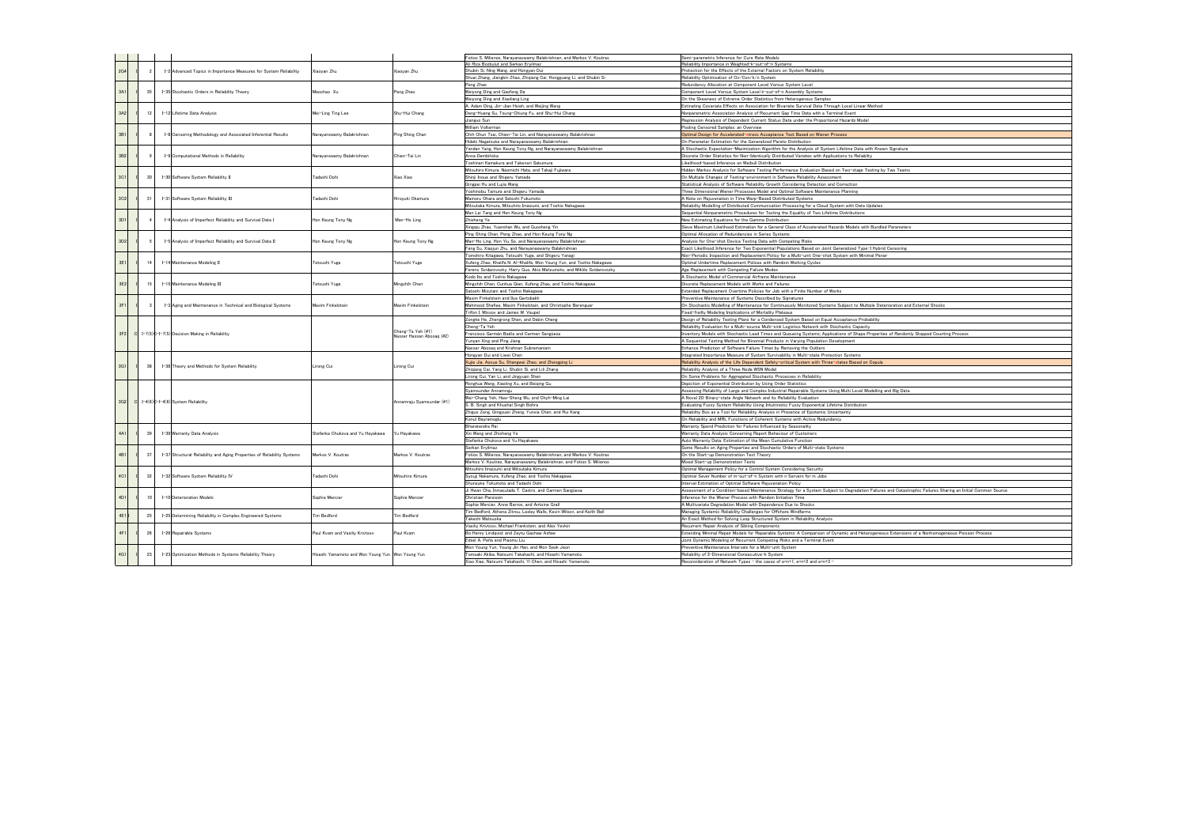| | | | | | | | |
|---|---|---|---|---|---|---|---|
| | | | | | | Fotios S. Milienos, Narayanaswamy Balakrishnan, and Markos V. Koutras | Semi-parametric Inference for Cure Rate Models |
| 2G4 | | 2 | I-2 Advanced Topics in Importance Measures for System Reliability | Xiaoyan Zhu | Xiaoyan Zhu | Ali Riza Bozbulut and Serkan Eryilmaz | Reliability Importance in Weighted-k-out-of-n Systems |
| | | | | | | Shubin Si, Ning Wang, and Hongyan Dui | Protection for the Effects of the External Factors on System Reliability |
| | | | | | | Shuai Zhang, Jiangbin Zhao, Zhiqiang Cai, Hongguang Li, and Shubin Si | Reliability Optimization of Cir/Con/k/n System |
| 3A1 | | 35 | I-35 Stochastic Orders in Reliability Theory | Maochao Xu | Peng Zhao | Peng Zhao | Redundancy Allocation at Component Level Versus System Level |
| | | | | | | Weiyong Ding and Gaofeng Da | Component Level Versus System Level k-out-of-n Assembly Systems |
| | | | | | | Weiyong Ding and Xiaoliang Ling | On the Skewness of Extreme Order Statistics from Heterogeneous Samples |
| 3A2 | | 12 | I-12 Lifetime Data Analysis | Mei-Ling Ting Lee | Shu-Hui Chang | A. Adam Ding, Jin-Jian Hsieh, and Weijing Wang | Estimating Covariate Effects on Association for Bivariate Survival Data Through Local Linear Method |
| | | | | | | Deng-Huang Su, Tsung-Chiung Fu, and Shu-Hui Chang | Nonparametric Association Analysis of Recurrent Gap Time Data with a Terminal Event |
| | | | | | | Jianguo Sun | Regression Analysis of Dependent Current Status Data under the Proportional Hazards Model |
| 3B1 | | 8 | I-8 Censoring Methodology and Associated Inferential Results | Narayanaswamy Balakrishnan | Ping Shing Chan | William Volterman | Pooling Censored Samples: an Overview |
| | | | | | | Chih Chun Tsai, Chien-Tai Lin, and Narayanaswamy Balakrishnan | Optimal Design for Accelerated-stress Acceptance Test Based on Wiener Process |
| | | | | | | Hideki Nagatsuka and Narayanaswamy Balakrishnan | On Parameter Estimation for the Generalized Pareto Distribution |
| 3B2 | | 9 | I-9 Computational Methods in Reliability | Narayanaswamy Balakrishnan | Chien-Tai Lin | Yandan Yang, Hon Keung Tony Ng, and Narayanaswamy Balakrishnan | A Stochastic Expectation-Maximization Algorithm for the Analysis of System Lifetime Data with Known Signature |
| | | | | | | Anna Dembińska | Discrete Order Statistics for Non-Identically Distributed Variables with Applications to Reliability |
| | | | | | | Toshinari Kamakura and Takenori Sakumura | Likelihood-based Inference on Weibull Distribution |
| 3C1 | | 30 | I-30 Software System Reliability II | Tadashi Dohi | Xiao Xiao | Mitsuhiro Kimura, Neemichi Hata, and Takaji Fujiwara | Hidden Markov Analysis for Software Testing Performance Evaluation Based on Two-stage Testing by Two Teams |
| | | | | | | Shinji Inoue and Shigeru Yamada | On Multiple Changes of Testing-environment in Software Reliability Assessment |
| | | | | | | Qingpei Hu and Lujia Wang | Statistical Analysis of Software Reliability Growth Considering Detection and Correction |
| 3C2 | | 31 | I-31 Software System Reliability III | Tadashi Dohi | Hiroyuki Okamura | Yoshinobu Tamura and Shigeru Yamada | Three Dimensional Wiener Processes Model and Optimal Software Maintenance Planning |
| | | | | | | Mamoru Ohara and Satoshi Fukumoto | A Note on Rejuvenation in Time Warp-Based Distributed Systems |
| | | | | | | Mitsutaka Kimura, Mitsuhiro Imaizumi, and Toshio Nakagawa | Reliability Modelling of Distributed Communication Processing for a Cloud System with Data Updates |
| 3D1 | | 4 | I-4 Analysis of Imperfect Reliability and Survival Data I | Hon Keung Tony Ng | Man-Ho Ling | Man Lai Tang and Hon Keung Tony Ng | Sequential Nonparametric Procedures for Testing the Equality of Two Lifetime Distributions |
| | | | | | | Zhisheng Ye | New Estimating Equations for the Gamma Distribution |
| | | | | | | Xingqiu Zhao, Yuanshan Wu, and Guosheng Yin | Sieve Maximum Likelihood Estimation for a General Class of Accelerated Hazards Models with Bundled Parameters |
| 3D2 | | 5 | I-5 Analysis of Imperfect Reliability and Survival Data II | Hon Keung Tony Ng | Hon Keung Tony Ng | Ping Shing Chan, Peng Zhao, and Hon Keung Tony Ng | Optimal Allocation of Redundancies in Series Systems |
| | | | | | | Man-Ho Ling, Hon Yiu So, and Narayanaswamy Balakrishnan | Analysis for One-shot Device Testing Data with Competing Risks |
| | | | | | | Feng Su, Xiaojun Zhu, and Narayanaswamy Balakrishnan | Exact Likelihood Inference for Two Exponential Populations Based on Joint Generalized Type-I Hybrid Censoring |
| 3E1 | | 14 | I-14 Maintenance Modeling II | Tetsushi Yuge | Tetsushi Yuge | Tomohiro Kitagawa, Tetsushi Yuge, and Shigeru Yanagi | Non-Periodic Inspection and Replacement Policy for a Multi-unit One-shot System with Minimal Repair |
| | | | | | | Xufeng Zhao, Khalifa N. Al-Khalifa, Won Young Yun, and Toshio Nakagawa | Optimal Undertime Replacement Polices with Random Working Cycles |
| | | | | | | Ferenc Szidarovszky, Harry Guo, Akio Matsumoto, and Miklós Szidarovszky | Age Replacement with Competing Failure Modes |
| 3E2 | | 15 | I-15 Maintenance Modeling III | Tetsushi Yuge | Mingchih Chen | Kodo Ito and Toshio Nakagawa | A Stochastic Model of Commercial Airframe Maintenance |
| | | | | | | Mingchih Chen, Cunhua Qian, Xufeng Zhao, and Toshio Nakagawa | Discrete Replacement Models with Works and Failures |
| | | | | | | Satoshi Mizutani and Toshio Nakagawa | Extended Replacement Overtime Policies for Jobs with a Finite Number of Works |
| 3F1 | | 3 | I-3 Aging and Maintenance in Technical and Biological Systems | Maxim Finkelstein | Maxim Finkelstein | Maxim Finkelstein and Ilya Gertsbakh | Preventive Maintenance of Systems Described by Signatures |
| | | | | | | Mahmood Shafiee, Maxim Finkelstein, and Christophe Bérenguer | On Stochastic Modelling of Maintenance for Continuously Monitored Systems Subject to Multiple Deterioration and External Shocks |
| | | | | | | Trifon I. Missov and James W. Vaupel | Fixed-frailty Modeling Implications of Mortality Plateaus |
| 3F2 | C | I-7(5) | C-I-7(5) Decision Making in Reliability | | Cheng-Ta Yeh (#1) Nasser Hassan Abosaq (#2) | Zongke He, Zhengrong Shen, and Debin Cheng | Design of Reliability Testing Plans for a Condensed System Based on Equal Acceptance Probability |
| | | | | | | Cheng-Ta Yeh | Reliability Evaluation for a Multi-source Multi-sink Logistics Network with Stochastic Capacity |
| | | | | | | Francisco Germán Badía and Carmen Sangüesa | Inventory Models with Stochastic Lead Times and Queueing Systems; Applications of Shape Properties of Randomly Stopped Counting Process |
| | | | | | | Yunyan Xing and Ping Jiang | A Sequential Testing Method for Binomial Products in Varying Population Development |
| | | | | | | Nasser Abosaq and Krishnan Subramaniam | Enhance Prediction of Software Failure Times by Removing the Outliers |
| 3G1 | | 38 | I-38 Theory and Methods for System Reliability | Lirong Cui | Lirong Cui | Hongyan Dui and Liwei Chen | Integrated Importance Measure of System Survivability in Multi-state Protection Systems |
| | | | | | | Xujie Jia, Aoxue Su, Shengwei Zhao, and Zhongping Li | Reliability Analysis of the Life Dependent Safety-critical System with Three-states Based on Copula |
| | | | | | | Zhiqiang Cai, Yang Li, Shubin Si, and Lili Zhang | Reliability Analysis of a Three Node WSN Model |
| | | | | | | Lirong Cui, Yan Li, and Jingyuan Shen | On Some Problems for Aggregated Stochastic Processes in Reliability |
| 3G2 | C | I-4(6) | C-I-4(6) System Reliability | | Annamraju Syamsundar (#1) | Ronghua Wang, Xiaoling Xu, and Beiqing Gu | Depiction of Exponential Distribution by Using Order Statistics |
| | | | | | | Syamsundar Annamraju | Assessing Reliability of Large and Complex Industrial Repairable Systems Using Multi Level Modelling and Big Data |
| | | | | | | Wei-Chang Yeh, Hsai-Sheng Wu, and Chyh-Ming Lai | A Novel 2D Binary-state Angle Network and its Reliability Evaluation |
| | | | | | | S. B. Singh and Khushal Singh Bishra | Evaluating Fuzzy System Reliability Using Intuitionistic Fuzzy Exponential Lifetime Distribution |
| | | | | | | Zhiguo Zeng, Qingyuan Zhang, Yunxia Chen, and Rui Kang | Reliability Box as a Tool for Reliability Analysis in Presence of Epistemic Uncertainty |
| | | | | | | Konul Bayramoglu | On Reliability and MRL Functions of Coherent Systems with Active Redundancy |
| 4A1 | | 39 | I-39 Warranty Data Analysis | Stefanka Chukova and Yu Hayakawa | Yu Hayakawa | Bharatendra Rai | Warranty Spend Prediction for Failures Influenced by Seasonality |
| | | | | | | Xin Wang and Zhisheng Ye | Warranty Data Analysis Concerning Report Behaviour of Customers |
| | | | | | | Stefanka Chukova and Yu Hayakawa | Auto Warranty Data: Estimation of the Mean Cumulative Function |
| 4B1 | | 37 | I-37 Structural Reliability and Aging Properties of Reliability Systems | Markos V. Koutras | Markos V. Koutras | Serkan Eryilmaz | Some Results on Aging Properties and Stochastic Orders of Multi-state Systems |
| | | | | | | Fotios S. Milienos, Narayanaswamy Balakrishnan, and Markos V. Koutras | On the Start-up Demonstration Test Theory |
| | | | | | | Markos V. Koutras, Narayanaswamy Balakrishnan, and Fotios S. Milienos | Mixed Start-up Demonstration Tests |
| 4C1 | | 32 | I-32 Software System Reliability IV | Tadashi Dohi | Mitsuhiro Kimura | Mitsuhiro Imaizumi and Mitsutaka Kimura | Optimal Management Policy for a Control System Considering Security |
| | | | | | | Syouji Nakamura, Xufeng Zhao, and Toshio Nakagawa | Optimal Sever Number of m-out-of-n System with n Servers for m Jobs |
| | | | | | | Shunsuke Tokumoto and Tadashi Dohi | Interval Estimation of Optimal Software Rejuvenation Policy |
| 4D1 | | 10 | I-10 Deterioration Models | Sophie Mercier | Sophie Mercier | Ji Hwan Cha, Inmaculada T. Castro, and Carmen Sangüesa | Assessment of a Condition-based Maintenance Strategy for a System Subject to Degradation Failures and Catastrophic Failures Sharing an Initial Common Source |
| | | | | | | Christian Paroissin | Inference for the Wiener Process with Random Initiation Time |
| | | | | | | Sophie Mercier, Anne Barros, and Antoine Grall | A Multivariate Degradation Model with Dependence Due to Shocks |
| 4E1 | | 25 | I-25 Determining Reliability in Complex Engineered Systems | Tim Bedford | Tim Bedford | Tim Bedford, Athena Zitrou, Lesley Walls, Kevin Wilson, and Keith Bell | Managing Systemic Reliability Challenges for Offshore Windfarms |
| | | | | | | Takeshi Matsuoka | An Exact Method for Solving Loop Structured System in Reliability Analysis |
| 4F1 | | 26 | I-26 Repairable Systems | Paul Kvam and Vasiliy Krivtsov | Paul Kvam | Vasiliy Krivtsov, Michael Frankstein, and Alex Yevkin | Recurrent Repair Analysis of Sibling Components |
| | | | | | | Bo Henry Lindqvist and Zeytu Gashaw Asfaw | Extending Minimal Repair Models for Repairable Systems: A Comparison of Dynamic and Heterogeneous Extensions of a Nonhomogeneous Poisson Process |
| | | | | | | Edsel A. Peña and Piaomu Liu | Joint Dynamic Modeling of Recurrent Competing Risks and a Terminal Event |
| 4G1 | | 23 | I-23 Optimization Methods in Systems Reliability Theory | Hisashi Yamamoto and Won Young Yun | Won Young Yun | Won Young Yun, Jin Han, and Won Seok Jeon | Preventive Maintenance Intervals for a Multi-unit System |
| | | | | | | Tomoaki Akiba, Natsumi Takahashi, and Hisashi Yamamoto | Reliability of 3-Dimensional Consecutive-k System |
| | | | | | | Xiao Xiao, Natsumi Takahashi, Yi Chen, and Hisashi Yamamoto | Reconsideration of Network Types - the cases of n=m+1, n=m+2 and n=m+3 - |